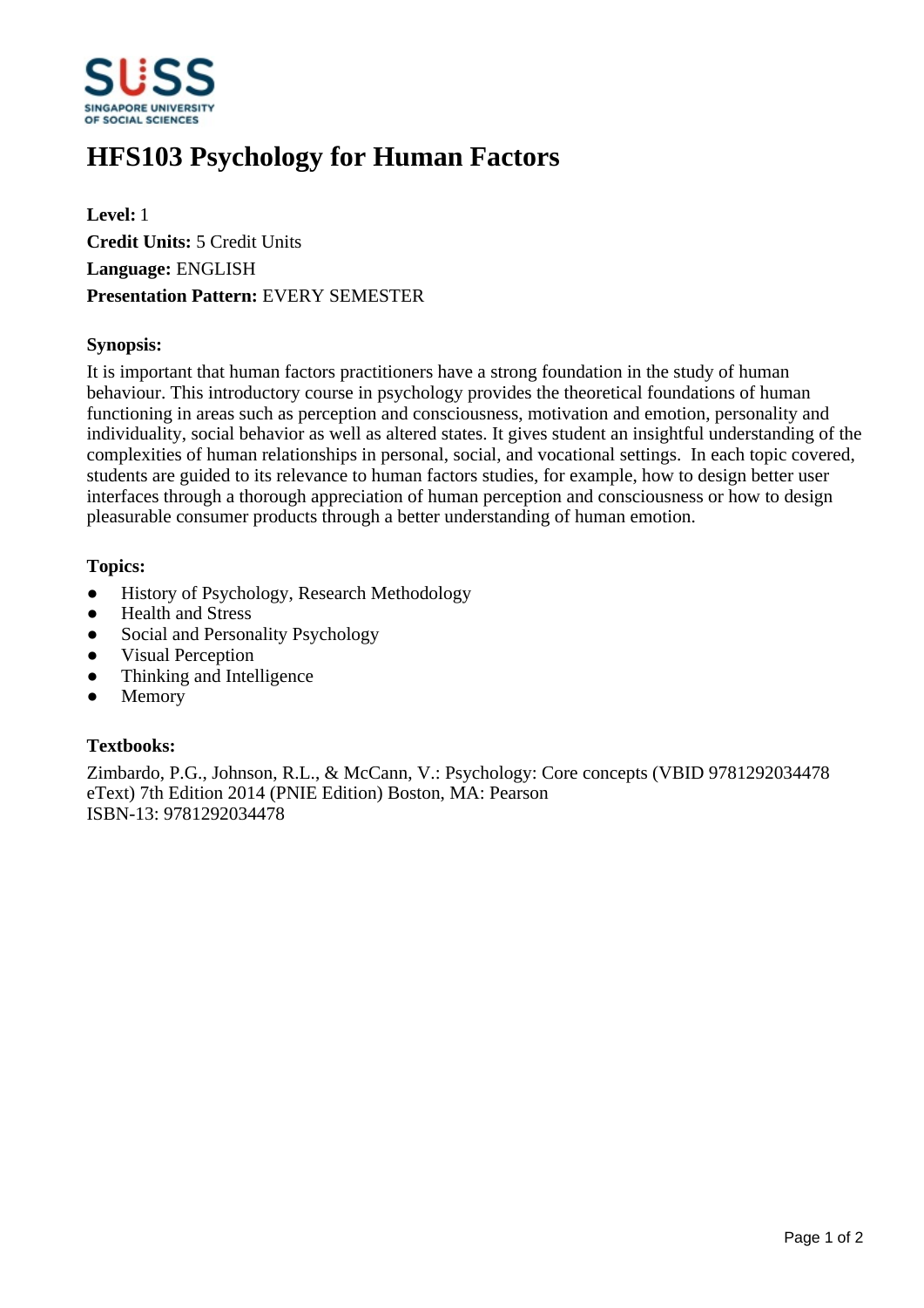# HFS103 Psychology for Human Factors

**Level:** 1
**Credit Units:** 5 Credit Units
**Language:** ENGLISH
**Presentation Pattern:** EVERY SEMESTER

**Synopsis:**

It is important that human factors practitioners have a strong foundation in the study of human behaviour. This introductory course in psychology provides the theoretical foundations of human functioning in areas such as perception and consciousness, motivation and emotion, personality and individuality, social behavior as well as altered states. It gives student an insightful understanding of the complexities of human relationships in personal, social, and vocational settings. In each topic covered, students are guided to its relevance to human factors studies, for example, how to design better user interfaces through a thorough appreciation of human perception and consciousness or how to design pleasurable consumer products through a better understanding of human emotion.

**Topics:**

- History of Psychology, Research Methodology
- Health and Stress
- Social and Personality Psychology
- Visual Perception
- Thinking and Intelligence
- Memory

**Textbooks:**

Zimbardo, P.G., Johnson, R.L., & McCann, V.: Psychology: Core concepts (VBID 9781292034478 eText) 7th Edition 2014 (PNIE Edition) Boston, MA: Pearson
ISBN-13: 9781292034478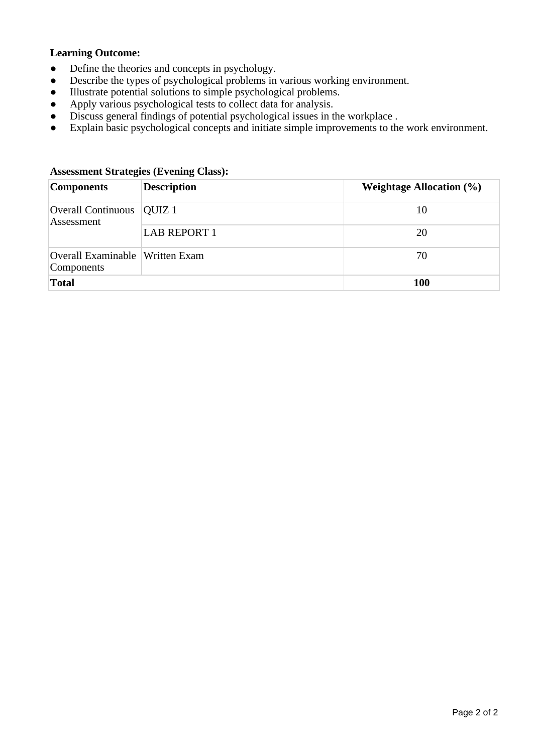**Learning Outcome:**

- Define the theories and concepts in psychology.
- Describe the types of psychological problems in various working environment.
- Illustrate potential solutions to simple psychological problems.
- Apply various psychological tests to collect data for analysis.
- Discuss general findings of potential psychological issues in the workplace .
- Explain basic psychological concepts and initiate simple improvements to the work environment.

**Assessment Strategies (Evening Class):**

| **Components** | **Description** | **Weightage Allocation (%)** |
|---|---|---|
| Overall Continuous Assessment | QUIZ 1 | 10 |
| | LAB REPORT 1 | 20 |
| Overall Examinable Components | Written Exam | 70 |
| **Total** | | **100** |